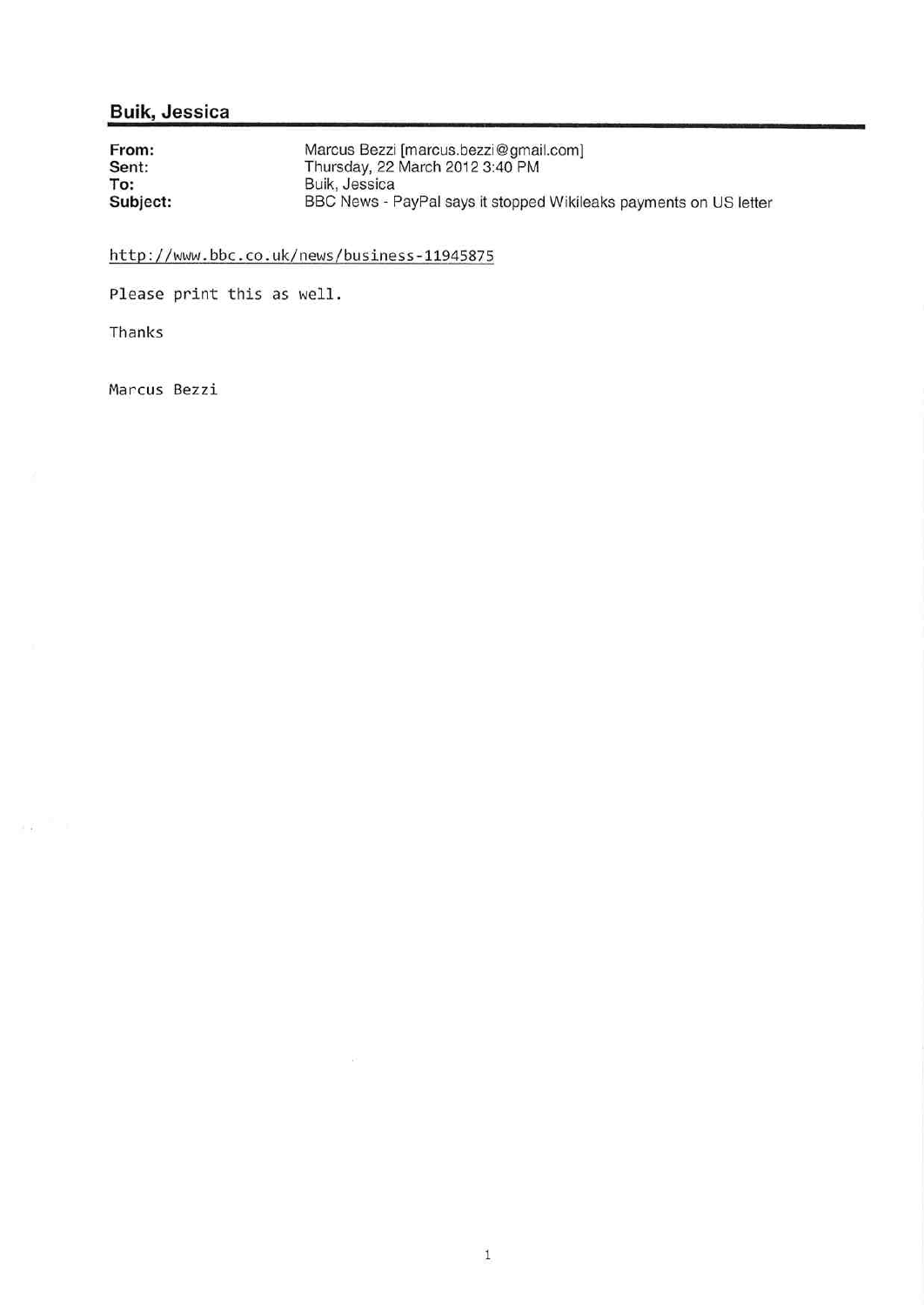## Buik, Jessica

| | |
|---|---|
| **From:** | Marcus Bezzi [marcus.bezzi@gmail.com] |
| **Sent:** | Thursday, 22 March 2012 3:40 PM |
| **To:** | Buik, Jessica |
| **Subject:** | BBC News - PayPal says it stopped Wikileaks payments on US letter |

http://www.bbc.co.uk/news/business-11945875

Please print this as well.

Thanks

Marcus Bezzi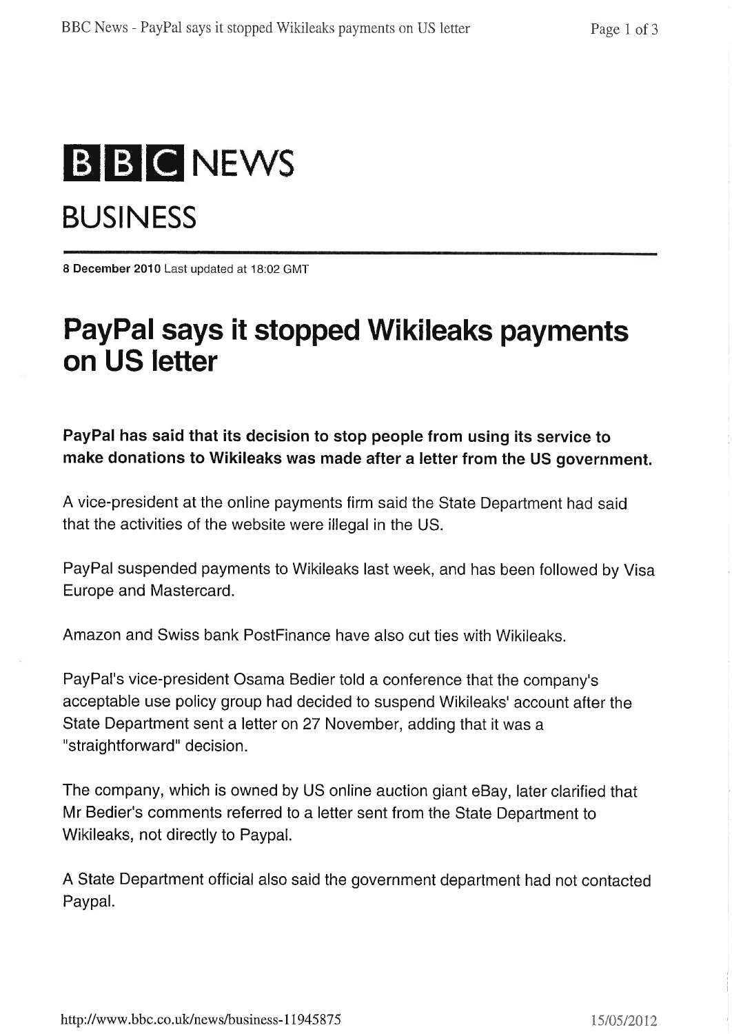# BBC NEWS

## BUSINESS

**8 December 2010** Last updated at 18:02 GMT

# PayPal says it stopped Wikileaks payments on US letter

**PayPal has said that its decision to stop people from using its service to make donations to Wikileaks was made after a letter from the US government.**

A vice-president at the online payments firm said the State Department had said that the activities of the website were illegal in the US.

PayPal suspended payments to Wikileaks last week, and has been followed by Visa Europe and Mastercard.

Amazon and Swiss bank PostFinance have also cut ties with Wikileaks.

PayPal's vice-president Osama Bedier told a conference that the company's acceptable use policy group had decided to suspend Wikileaks' account after the State Department sent a letter on 27 November, adding that it was a "straightforward" decision.

The company, which is owned by US online auction giant eBay, later clarified that Mr Bedier's comments referred to a letter sent from the State Department to Wikileaks, not directly to Paypal.

A State Department official also said the government department had not contacted Paypal.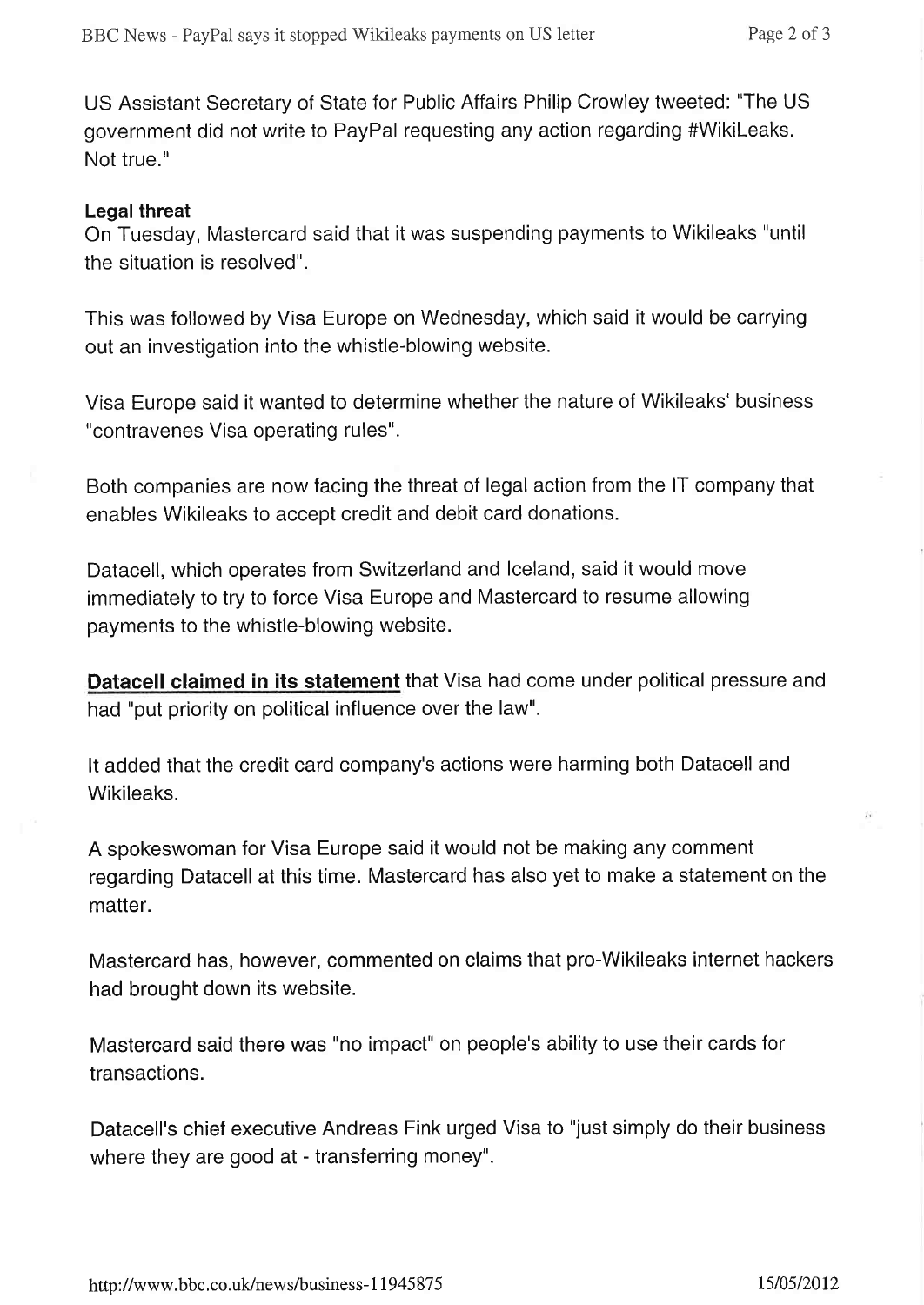US Assistant Secretary of State for Public Affairs Philip Crowley tweeted: "The US government did not write to PayPal requesting any action regarding #WikiLeaks. Not true."

**Legal threat**

On Tuesday, Mastercard said that it was suspending payments to Wikileaks "until the situation is resolved".

This was followed by Visa Europe on Wednesday, which said it would be carrying out an investigation into the whistle-blowing website.

Visa Europe said it wanted to determine whether the nature of Wikileaks' business "contravenes Visa operating rules".

Both companies are now facing the threat of legal action from the IT company that enables Wikileaks to accept credit and debit card donations.

Datacell, which operates from Switzerland and Iceland, said it would move immediately to try to force Visa Europe and Mastercard to resume allowing payments to the whistle-blowing website.

**Datacell claimed in its statement** that Visa had come under political pressure and had "put priority on political influence over the law".

It added that the credit card company's actions were harming both Datacell and Wikileaks.

A spokeswoman for Visa Europe said it would not be making any comment regarding Datacell at this time. Mastercard has also yet to make a statement on the matter.

Mastercard has, however, commented on claims that pro-Wikileaks internet hackers had brought down its website.

Mastercard said there was "no impact" on people's ability to use their cards for transactions.

Datacell's chief executive Andreas Fink urged Visa to "just simply do their business where they are good at - transferring money".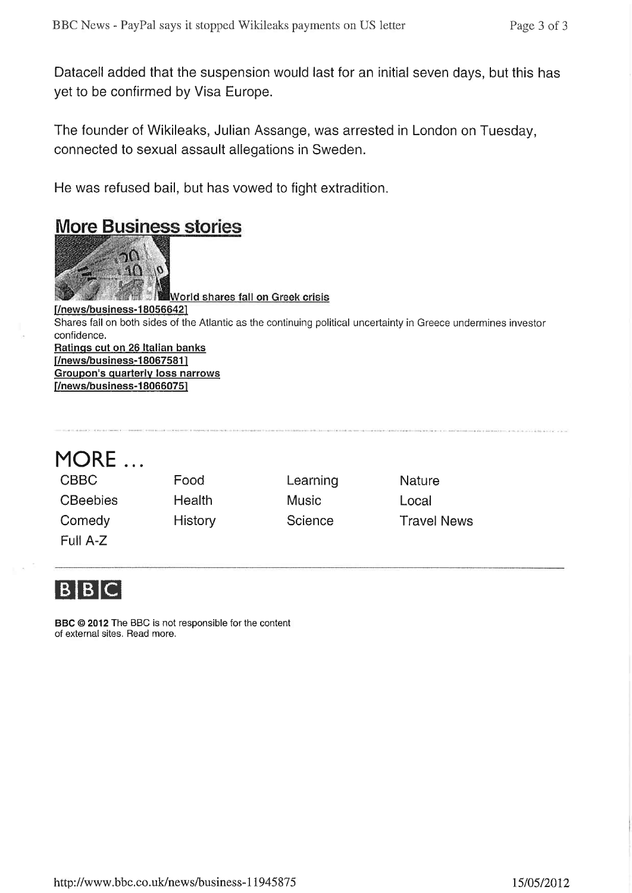Datacell added that the suspension would last for an initial seven days, but this has yet to be confirmed by Visa Europe.

The founder of Wikileaks, Julian Assange, was arrested in London on Tuesday, connected to sexual assault allegations in Sweden.

He was refused bail, but has vowed to fight extradition.

## More Business stories

**World shares fall on Greek crisis**
[/news/business-18056642]
Shares fall on both sides of the Atlantic as the continuing political uncertainty in Greece undermines investor confidence.

**Ratings cut on 26 Italian banks**
[/news/business-18067581]

**Groupon's quarterly loss narrows**
[/news/business-18066075]

## MORE ...

- CBBC
- CBeebies
- Comedy
- Full A-Z
- Food
- Health
- History
- Learning
- Music
- Science
- Nature
- Local
- Travel News

BBC

**BBC © 2012** The BBC is not responsible for the content of external sites. Read more.

http://www.bbc.co.uk/news/business-11945875 15/05/2012